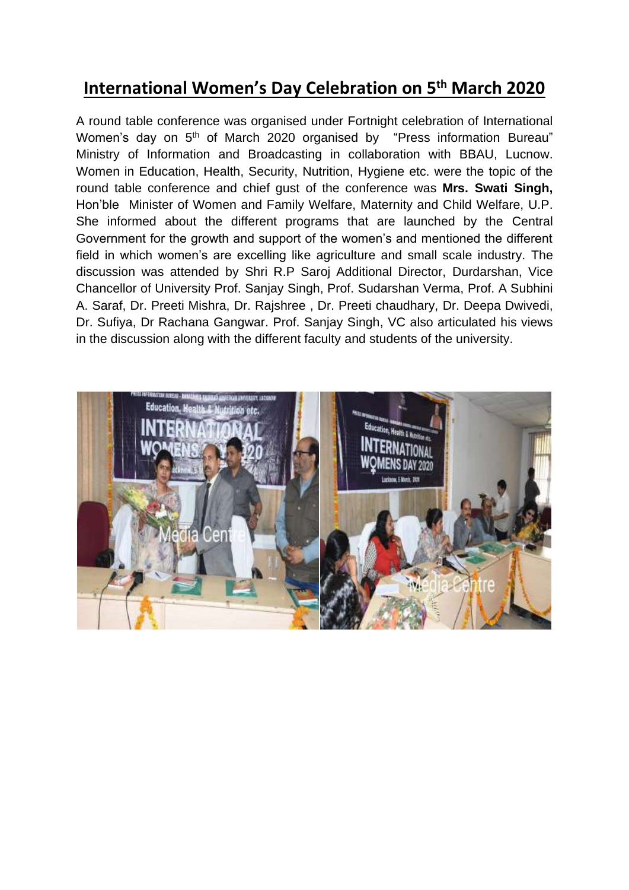# International Women's Day Celebration on 5th March 2020

A round table conference was organised under Fortnight celebration of International Women's day on 5th of March 2020 organised by "Press information Bureau" Ministry of Information and Broadcasting in collaboration with BBAU, Lucnow. Women in Education, Health, Security, Nutrition, Hygiene etc. were the topic of the round table conference and chief gust of the conference was **Mrs. Swati Singh,** Hon'ble Minister of Women and Family Welfare, Maternity and Child Welfare, U.P. She informed about the different programs that are launched by the Central Government for the growth and support of the women's and mentioned the different field in which women's are excelling like agriculture and small scale industry. The discussion was attended by Shri R.P Saroj Additional Director, Durdarshan, Vice Chancellor of University Prof. Sanjay Singh, Prof. Sudarshan Verma, Prof. A Subhini A. Saraf, Dr. Preeti Mishra, Dr. Rajshree , Dr. Preeti chaudhary, Dr. Deepa Dwivedi, Dr. Sufiya, Dr Rachana Gangwar. Prof. Sanjay Singh, VC also articulated his views in the discussion along with the different faculty and students of the university.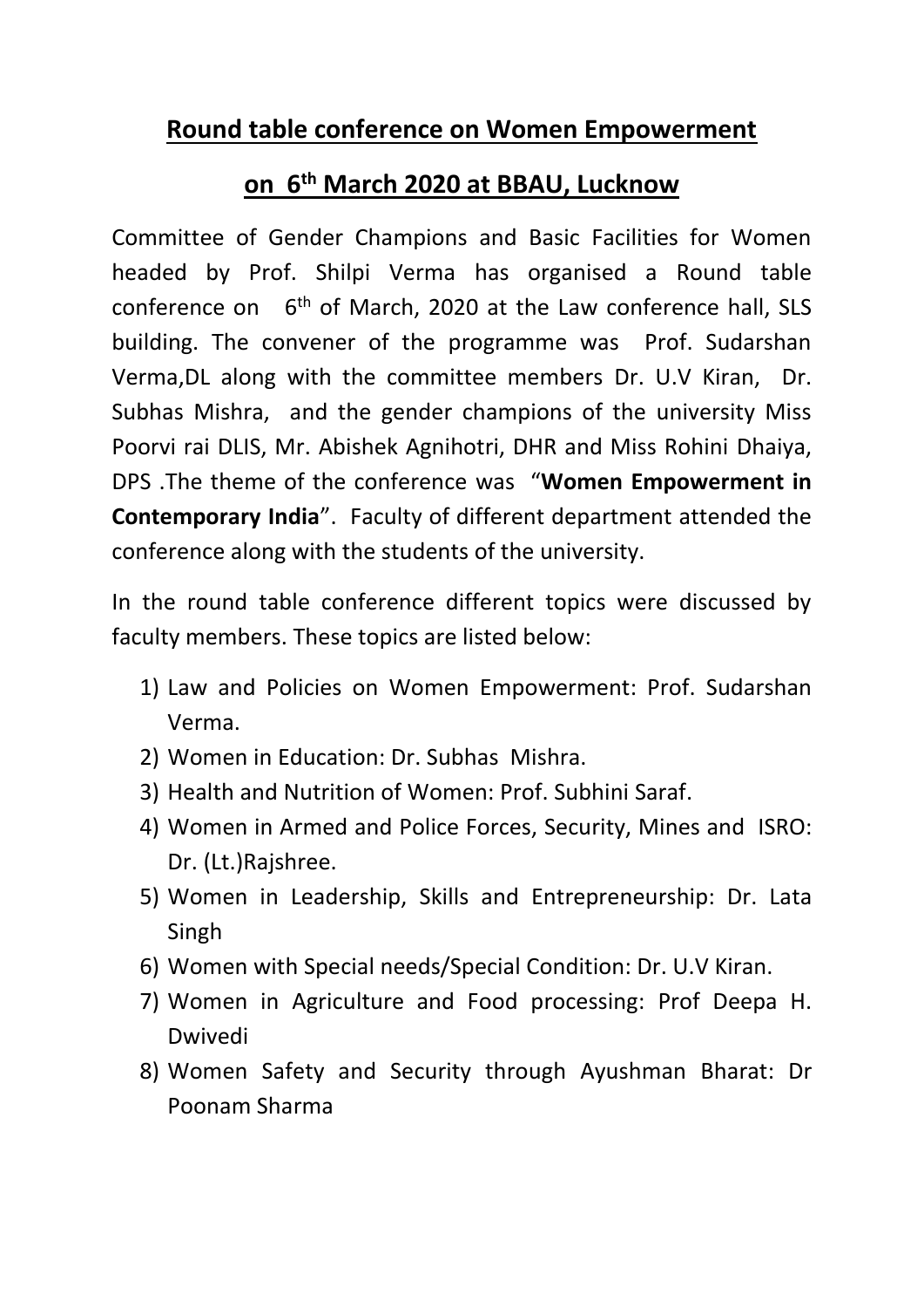# Round table conference on Women Empowerment

# on 6th March 2020 at BBAU, Lucknow

Committee of Gender Champions and Basic Facilities for Women headed by Prof. Shilpi Verma has organised a Round table conference on 6th of March, 2020 at the Law conference hall, SLS building. The convener of the programme was Prof. Sudarshan Verma,DL along with the committee members Dr. U.V Kiran, Dr. Subhas Mishra, and the gender champions of the university Miss Poorvi rai DLIS, Mr. Abishek Agnihotri, DHR and Miss Rohini Dhaiya, DPS .The theme of the conference was "**Women Empowerment in Contemporary India**". Faculty of different department attended the conference along with the students of the university.

In the round table conference different topics were discussed by faculty members. These topics are listed below:

1) Law and Policies on Women Empowerment: Prof. Sudarshan Verma.
2) Women in Education: Dr. Subhas Mishra.
3) Health and Nutrition of Women: Prof. Subhini Saraf.
4) Women in Armed and Police Forces, Security, Mines and ISRO: Dr. (Lt.)Rajshree.
5) Women in Leadership, Skills and Entrepreneurship: Dr. Lata Singh
6) Women with Special needs/Special Condition: Dr. U.V Kiran.
7) Women in Agriculture and Food processing: Prof Deepa H. Dwivedi
8) Women Safety and Security through Ayushman Bharat: Dr Poonam Sharma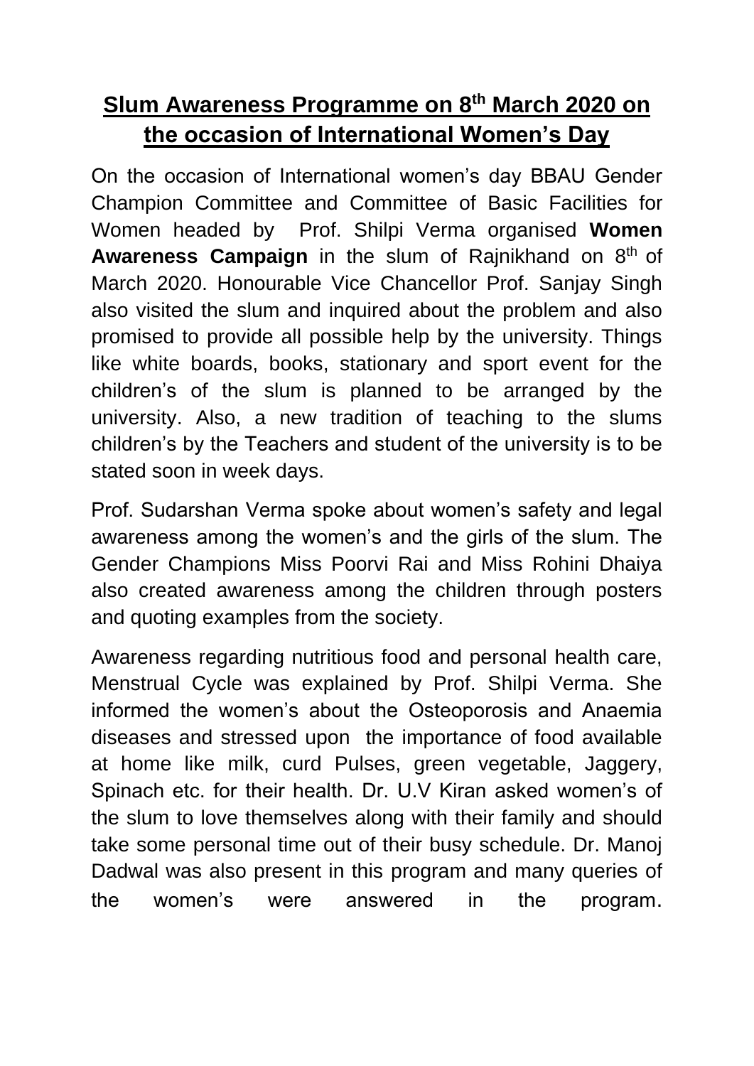# Slum Awareness Programme on 8th March 2020 on the occasion of International Women's Day

On the occasion of International women's day BBAU Gender Champion Committee and Committee of Basic Facilities for Women headed by Prof. Shilpi Verma organised **Women Awareness Campaign** in the slum of Rajnikhand on 8th of March 2020. Honourable Vice Chancellor Prof. Sanjay Singh also visited the slum and inquired about the problem and also promised to provide all possible help by the university. Things like white boards, books, stationary and sport event for the children's of the slum is planned to be arranged by the university. Also, a new tradition of teaching to the slums children's by the Teachers and student of the university is to be stated soon in week days.

Prof. Sudarshan Verma spoke about women's safety and legal awareness among the women's and the girls of the slum. The Gender Champions Miss Poorvi Rai and Miss Rohini Dhaiya also created awareness among the children through posters and quoting examples from the society.

Awareness regarding nutritious food and personal health care, Menstrual Cycle was explained by Prof. Shilpi Verma. She informed the women's about the Osteoporosis and Anaemia diseases and stressed upon the importance of food available at home like milk, curd Pulses, green vegetable, Jaggery, Spinach etc. for their health. Dr. U.V Kiran asked women's of the slum to love themselves along with their family and should take some personal time out of their busy schedule. Dr. Manoj Dadwal was also present in this program and many queries of the women's were answered in the program.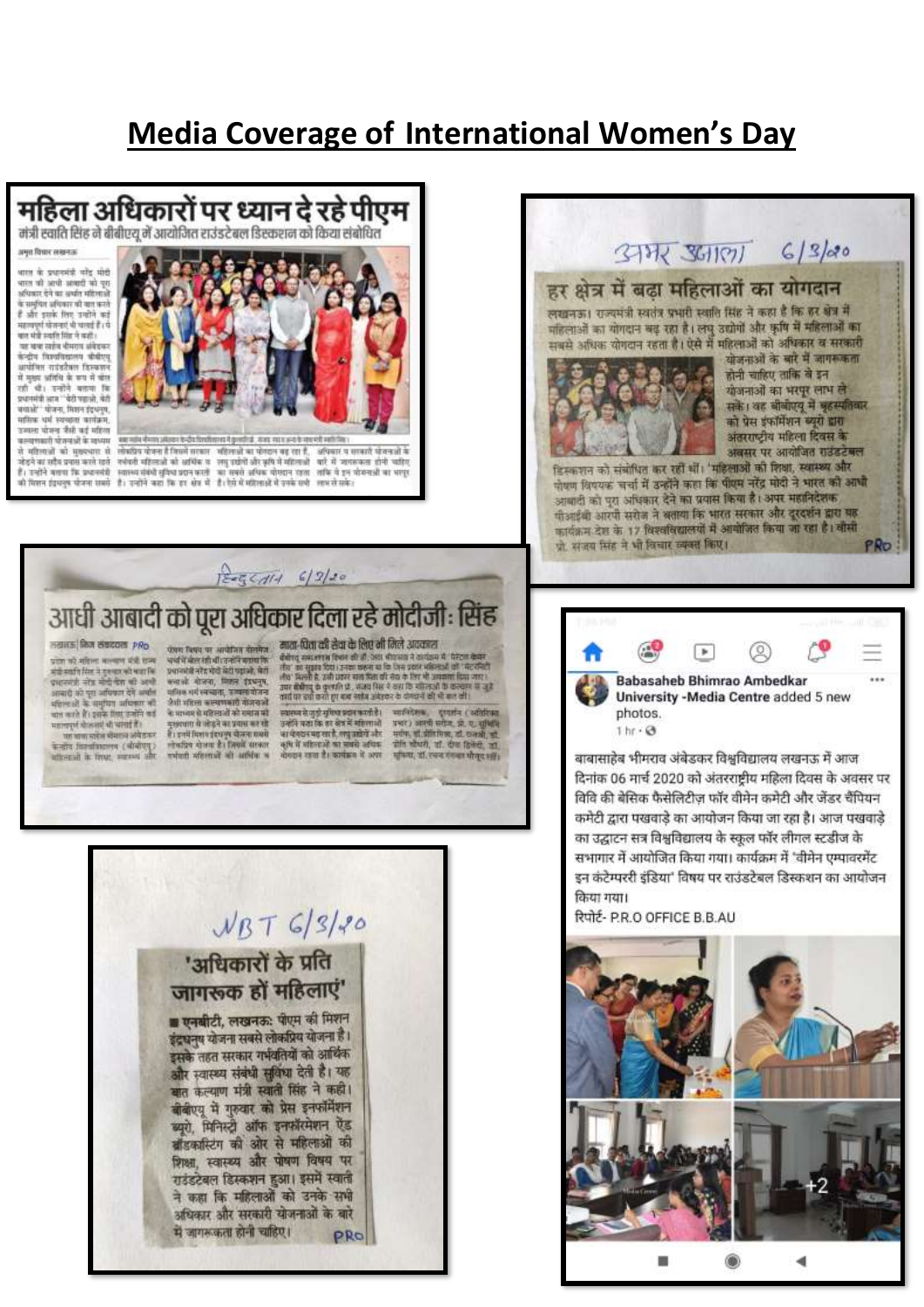# Media Coverage of International Women's Day

## महिला अधिकारों पर ध्यान दे रहे पीएम

मंत्री स्वाति सिंह ने बीबीएयू में आयोजित राउंडटेबल डिस्कशन को किया संबोधित

## अमर उजाला 6/3/20

### हर क्षेत्र में बढ़ा महिलाओं का योगदान

लखनऊ। राज्यमंत्री स्वतंत्र प्रभारी स्वाति सिंह ने कहा है कि हर क्षेत्र में महिलाओं का योगदान बढ़ रहा है। लघु उद्योगों और कृषि में महिलाओं का सबसे अधिक योगदान रहता है। ऐसे में महिलाओं को अधिकार व सरकारी योजनाओं के बारे में जागरूकता होनी चाहिए ताकि वे इन योजनाओं का भरपूर लाभ ले सकें। वह बीबीएयू में बृहस्पतिवार को प्रेस इंफॉर्मेशन ब्यूरो द्वारा अंतरराष्ट्रीय महिला दिवस के अवसर पर आयोजित राउंडटेबल डिस्कशन को संबोधित कर रहीं थीं। 'महिलाओं की शिक्षा, स्वास्थ्य और पोषण विषयक चर्चा में उन्होंने कहा कि पीएम नरेंद्र मोदी ने भारत की आधी आबादी को पूरा अधिकार देने का प्रयास किया है। अपर महानिदेशक पीआईबी आरपी सरोज ने बताया कि भारत सरकार और दूरदर्शन द्वारा यह कार्यक्रम देश के 17 विश्वविद्यालयों में आयोजित किया जा रहा है। वीसी प्रो. संजय सिंह ने भी विचार व्यक्त किए। PRO

## हिन्दुस्तान 6/3/20

### आधी आबादी को पूरा अधिकार दिला रहे मोदीजीः सिंह

माता-पिता की सेवा के लिए भी मिले अवकाश

## Babasaheb Bhimrao Ambedkar University -Media Centre added 5 new photos.

1 hr

बाबासाहेब भीमराव अंबेडकर विश्वविद्यालय लखनऊ में आज दिनांक 06 मार्च 2020 को अंतरराष्ट्रीय महिला दिवस के अवसर पर विवि की बेसिक फैसेलिटीज़ फॉर वीमेन कमेटी और जेंडर चैंपियन कमेटी द्वारा पखवाड़े का आयोजन किया जा रहा है। आज पखवाड़े का उद्घाटन सत्र विश्वविद्यालय के स्कूल फॉर लीगल स्टडीज के सभागार में आयोजित किया गया। कार्यक्रम में 'वीमेन एम्पावरमेंट इन कंटेम्परी इंडिया' विषय पर राउंडटेबल डिस्कशन का आयोजन किया गया।

रिपोर्ट- P.R.O OFFICE B.B.AU

## NBT 6/3/20

### 'अधिकारों के प्रति जागरूक हों महिलाएं'

■ एनबीटी, लखनऊः पीएम की मिशन इंद्रधनुष योजना सबसे लोकप्रिय योजना है। इसके तहत सरकार गर्भवतियों को आर्थिक और स्वास्थ्य संबंधी सुविधा देती है। यह बात कल्याण मंत्री स्वाति सिंह ने कही। बीबीएयू में गुरुवार को प्रेस इनफॉर्मेशन ब्यूरो, मिनिस्ट्री ऑफ इनफॉर्मेशन ऐंड ब्रॉडकास्टिंग की ओर से महिलाओं की शिक्षा, स्वास्थ्य और पोषण विषय पर राउंडटेबल डिस्कशन हुआ। इसमें स्वाति ने कहा कि महिलाओं को उनके सभी अधिकार और सरकारी योजनाओं के बारे में जागरूकता होनी चाहिए। PRO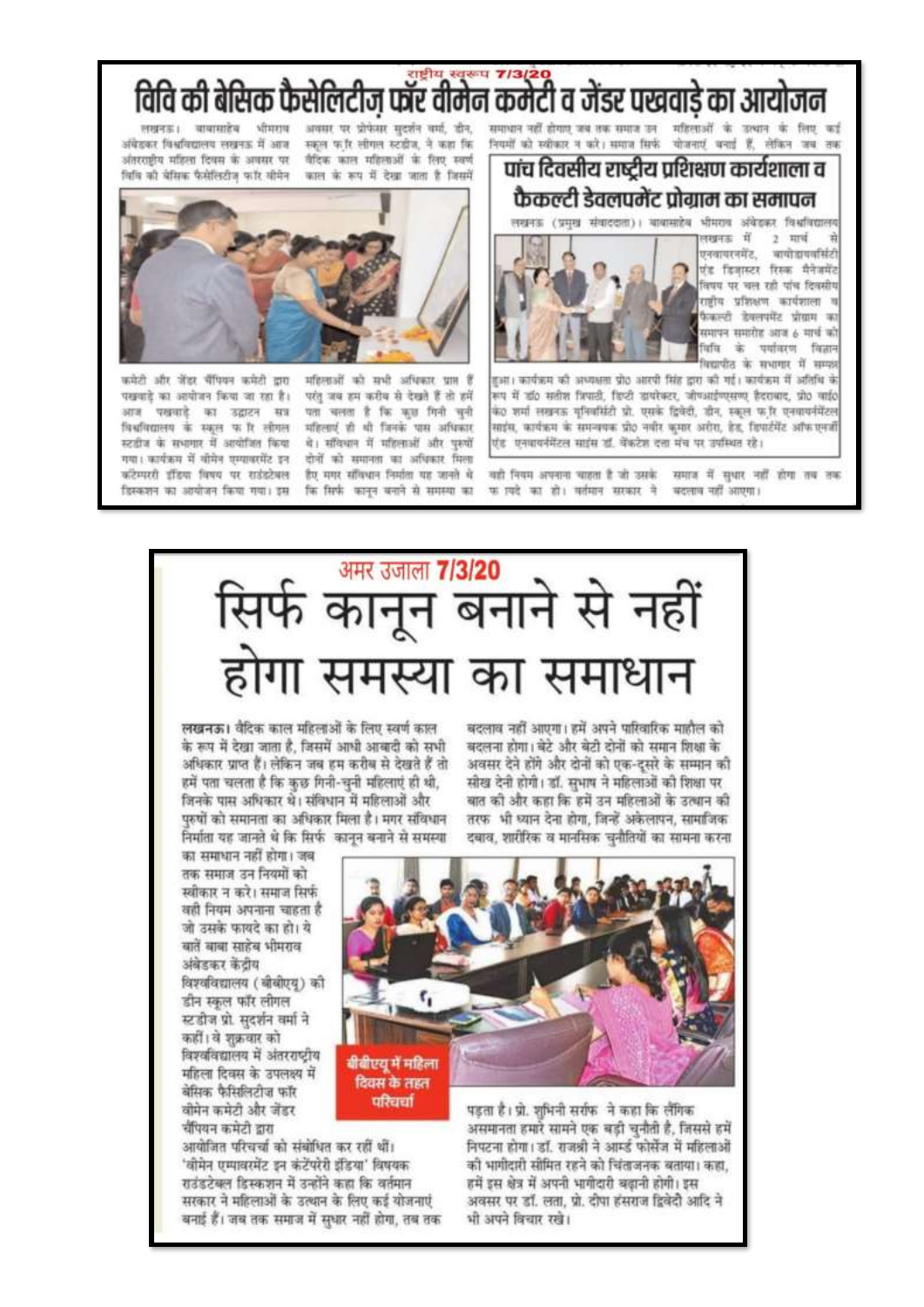राष्ट्रीय स्वरूप 7/3/20

# विवि की बेसिक फैसेलिटीज़ फॉर वीमेन कमेटी व जेंडर पखवाड़े का आयोजन

लखनऊ। बाबासाहेब भीमराव अंबेडकर विश्वविद्यालय लखनऊ में आज अंतरराष्ट्रीय महिला दिवस के अवसर पर विवि की बेसिक फैसेलिटीज़ फॉर वीमेन कमेटी और जेंडर चैंपियन कमेटी द्वारा पखवाड़े का आयोजन किया जा रहा है। आज पखवाड़े का उद्घाटन सत्र विश्वविद्यालय के स्कूल फ़ॉर लीगल स्टडीज के सभागार में आयोजित किया गया। कार्यक्रम में वीमेन एम्पावरमेंट इन कंटेम्परी इंडिया विषय पर राउंडटेबल डिस्कशन का आयोजन किया गया। इस अवसर पर प्रोफेसर सुदर्शन वर्मा, डीन, स्कूल फ़ॉर लीगल स्टडीज, ने कहा कि वैदिक काल महिलाओं के लिए स्वर्ण काल के रूप में देखा जाता है जिसमें महिलाओं को सभी अधिकार प्राप्त हैं परंतु जब हम करीब से देखते हैं तो हमें पता चलता है कि कुछ गिनी चुनी महिलाएं ही थी जिनके पास अधिकार थे। संविधान में महिलाओं और पुरुषों दोनों को समानता का अधिकार मिला है मगर संविधान निर्माता यह जानते थे कि सिर्फ कानून बनाने से समस्या का समाधान नहीं होगा जब तक समाज उन नियमों को स्वीकार न करे। समाज सिर्फ वही नियम अपनाना चाहता है जो उसके फ़ायदे का हो। वर्तमान सरकार ने महिलाओं के उत्थान के लिए कई योजनाएं बनाई हैं, लेकिन जब तक समाज में सुधार नहीं होगा तब तक बदलाव नहीं आएगा।

## पांच दिवसीय राष्ट्रीय प्रशिक्षण कार्यशाला व फैकल्टी डेवलपमेंट प्रोग्राम का समापन

लखनऊ (प्रमुख संवाददाता)। बाबासाहेब भीमराव अंबेडकर विश्वविद्यालय लखनऊ में 2 मार्च से एनवायरनमेंट, बायोडायवर्सिटी एंड डिज़ास्टर रिस्क मैनेजमेंट विषय पर चल रही पांच दिवसीय राष्ट्रीय प्रशिक्षण कार्यशाला व फैकल्टी डेवलपमेंट प्रोग्राम का समापन समारोह आज 6 मार्च को विवि के पर्यावरण विज्ञान विद्यापीठ के सभागार में सम्पन्न हुआ। कार्यक्रम की अध्यक्षता प्रो0 आरपी सिंह द्वारा की गई। कार्यक्रम में अतिथि के रूप में डॉ0 सतीश त्रिपाठी, डिप्टी डायरेक्टर, जीफ्आईएफएम हैदराबाद, प्रो0 वाई0 के0 शर्मा लखनऊ यूनिवर्सिटी प्रो. एसके द्विवेदी, डीन, स्कूल फ़ॉर एनवायर्नमेंटल साइंस, कार्यक्रम के समन्वयक प्रो0 नवीन कुमार अरोरा, हेड, डिपार्टमेंट ऑफ एनवायर्नमेंटल साइंस डॉ. वेंकटेश दत्ता मंच पर उपस्थित रहे।

---

अमर उजाला 7/3/20

# सिर्फ कानून बनाने से नहीं होगा समस्या का समाधान

लखनऊ। वैदिक काल महिलाओं के लिए स्वर्ण काल के रूप में देखा जाता है, जिसमें आधी आबादी को सभी अधिकार प्राप्त हैं। लेकिन जब हम करीब से देखते हैं तो हमें पता चलता है कि कुछ गिनी-चुनी महिलाएं ही थी, जिनके पास अधिकार थे। संविधान में महिलाओं और पुरुषों को समानता का अधिकार मिला है। मगर संविधान निर्माता यह जानते थे कि सिर्फ कानून बनाने से समस्या का समाधान नहीं होगा। जब तक समाज उन नियमों को स्वीकार न करे। समाज सिर्फ वही नियम अपनाना चाहता है जो उसके फायदे का हो। ये बातें बाबा साहेब भीमराव अंबेडकर केंद्रीय विश्वविद्यालय (बीबीएयू) की डीन स्कूल फॉर लीगल स्टडीज प्रो. सुदर्शन वर्मा ने कहीं। वे शुक्रवार को विश्वविद्यालय में अंतरराष्ट्रीय महिला दिवस के उपलक्ष्य में बेसिक फैसिलिटीज फॉर वीमेन कमेटी और जेंडर चैंपियन कमेटी द्वारा आयोजित परिचर्चा को संबोधित कर रहीं थीं। 'वीमेन एम्पावरमेंट इन कंटेंपरेरी इंडिया' विषयक राउंडटेबल डिस्कशन में उन्होंने कहा कि वर्तमान सरकार ने महिलाओं के उत्थान के लिए कई योजनाएं बनाई हैं। जब तक समाज में सुधार नहीं होगा, तब तक बदलाव नहीं आएगा। हमें अपने पारिवारिक माहौल को बदलना होगा। बेटे और बेटी दोनों को समान शिक्षा के अवसर देने होंगे और दोनों को एक-दूसरे के सम्मान की सीख देनी होगी। डॉ. सुभाष ने महिलाओं की शिक्षा पर बात की और कहा कि हमें उन महिलाओं के उत्थान की तरफ भी ध्यान देना होगा, जिन्हें अकेलापन, सामाजिक दबाव, शारीरिक व मानसिक चुनौतियों का सामना करना पड़ता है। प्रो. शुभिनी सर्राफ ने कहा कि लैंगिक असमानता हमारे सामने एक बड़ी चुनौती है, जिससे हमें निपटना होगा। डॉ. राजश्री ने आर्म्ड फोर्सेज में महिलाओं की भागीदारी सीमित रहने को चिंताजनक बताया। कहा, हमें इस क्षेत्र में अपनी भागीदारी बढ़ानी होगी। इस अवसर पर डॉ. लता, प्रो. दीपा हंसराज द्विवेदी आदि ने भी अपने विचार रखे।

बीबीएयू में महिला दिवस के तहत परिचर्चा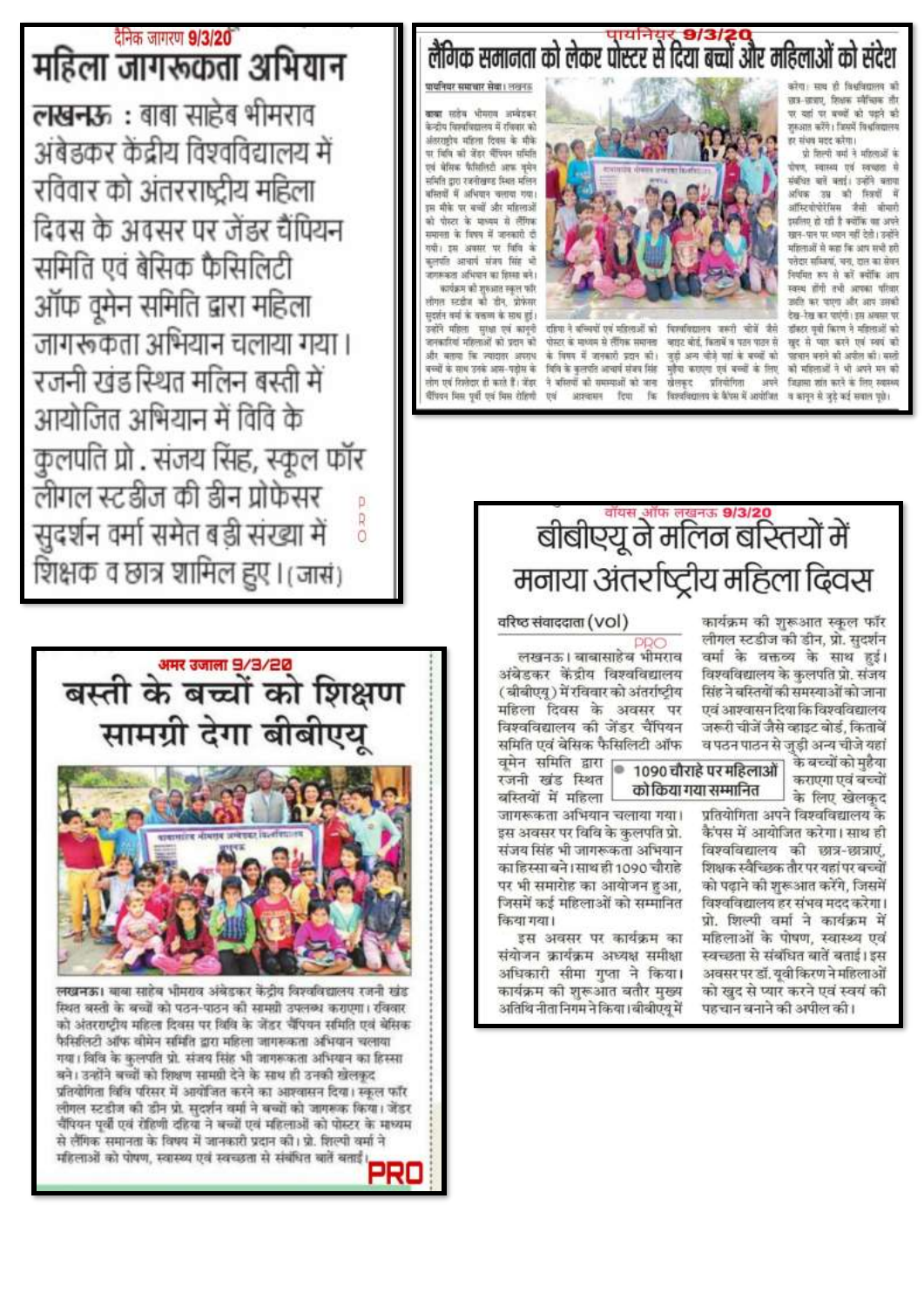दैनिक जागरण 9/3/20

# महिला जागरूकता अभियान

**लखनऊ :** बाबा साहेब भीमराव अंबेडकर केंद्रीय विश्वविद्यालय में रविवार को अंतरराष्ट्रीय महिला दिवस के अवसर पर जेंडर चैंपियन समिति एवं बेसिक फैसिलिटी ऑफ वूमेन समिति द्वारा महिला जागरूकता अभियान चलाया गया। रजनी खंड स्थित मलिन बस्ती में आयोजित अभियान में विवि के कुलपति प्रो. संजय सिंह, स्कूल फॉर लीगल स्टडीज की डीन प्रोफेसर सुदर्शन वर्मा समेत बड़ी संख्या में शिक्षक व छात्र शामिल हुए। (जासं)

PRO

---

पायनियर 9/3/20

# लैंगिक समानता को लेकर पोस्टर से दिया बच्चों और महिलाओं को संदेश

पायनियर समाचार सेवा। लखनऊ

बाबा साहेब भीमराव अम्बेडकर केन्द्रीय विश्वविद्यालय में रविवार को अंतरराष्ट्रीय महिला दिवस के मौके पर विवि की जेंडर चैंपियन समिति एवं बेसिक फैसिलिटी आफ वूमेन समिति द्वारा रजनीखण्ड स्थित मलिन बस्तियों में अभियान चलाया गया। इस मौके पर बच्चों और महिलाओं को पोस्टर के माध्यम से लैंगिक समानता के विषय में जानकारी दी गयी। इस अवसर पर विवि के कुलपति आचार्य संजय सिंह भी जागरूकता अभियान का हिस्सा बने। कार्यक्रम की शुरुआत स्कूल फॉर लीगल स्टडीज की डीन, प्रोफेसर सुदर्शन वर्मा के वक्तव्य के साथ हुई। उन्होंने महिला सुरक्षा एवं कानूनी जानकारियां महिलाओं को प्रदान की और बताया कि ज्यादातर अपराध बच्चों के साथ उनके आस-पड़ोस के लोग एवं रिश्तेदार ही करते हैं। जेंडर चैंपियन मिस पूर्वी एवं मिस रोहिणी दहिया ने बच्चियों एवं महिलाओं को पोस्टर के माध्यम से लैंगिक समानता के विषय में जानकारी प्रदान की। विवि के कुलपति आचार्य संजय सिंह ने बस्तियों की समस्याओं को जाना एवं आश्वासन दिया कि विश्वविद्यालय जरूरी चीजें जैसे व्हाइट बोर्ड, किताबें व पठन पाठन से जुड़ी अन्य चीजें यहां के बच्चों को मुहैया कराएगा एवं बच्चों के लिए खेलकूद प्रतियोगिता अपने विश्वविद्यालय के कैंपस में आयोजित करेगा। साथ ही विश्वविद्यालय की छात्र-छात्राएं, शिक्षक स्वैच्छिक तौर पर यहां पर बच्चों को पढ़ाने की शुरुआत करेंगे। जिसमें विश्वविद्यालय हर संभव मदद करेगा।

प्रो शिल्पी वर्मा ने महिलाओं के पोषण, स्वास्थ्य एवं स्वच्छता से संबंधित बातें बताई। उन्होंने बताया अधिक उम्र की स्त्रियों में ऑस्टियोपोरोसिस जैसी बीमारी इसलिए हो रही है क्योंकि वह अपने खान-पान पर ध्यान नहीं देती। उन्होंने महिलाओं से कहा कि आप सभी हरी पत्तेदार सब्जियां, चना, दाल का सेवन नियमित रूप से करें क्योंकि आप स्वस्थ होंगी तभी आपका परिवार उन्नति कर पाएगा और आप उसकी देख-रेख कर पाएंगी। इस अवसर पर डॉक्टर यूवी किरण ने महिलाओं को खुद से प्यार करने एवं स्वयं की पहचान बनाने की अपील की। बस्ती की महिलाओं ने भी अपने मन को जिज्ञासा शांत करने के लिए स्वास्थ्य व कानून से जुड़े कई सवाल पूछे।

---

वॉयस ऑफ लखनऊ 9/3/20

# बीबीएयू ने मलिन बस्तियों में मनाया अंतर्राष्ट्रीय महिला दिवस

वरिष्ठ संवाददाता (vol)

PRO

लखनऊ। बाबासाहेब भीमराव अंबेडकर केंद्रीय विश्वविद्यालय (बीबीएयू) में रविवार को अंतर्राष्ट्रीय महिला दिवस के अवसर पर विश्वविद्यालय की जेंडर चैंपियन समिति एवं बेसिक फैसिलिटी ऑफ वूमेन समिति द्वारा रजनी खंड स्थित बस्तियों में महिला जागरूकता अभियान चलाया गया। इस अवसर पर विवि के कुलपति प्रो. संजय सिंह भी जागरूकता अभियान का हिस्सा बने। साथ ही 1090 चौराहे पर भी समारोह का आयोजन हुआ, जिसमें कई महिलाओं को सम्मानित किया गया।

**1090 चौराहे पर महिलाओं को किया गया सम्मानित**

इस अवसर पर कार्यक्रम का संयोजन कार्यक्रम अध्यक्ष समीक्षा अधिकारी सीमा गुप्ता ने किया। कार्यक्रम की शुरूआत बतौर मुख्य अतिथि नीता निगम ने किया। बीबीएयू में कार्यक्रम की शुरूआत स्कूल फॉर लीगल स्टडीज की डीन, प्रो. सुदर्शन वर्मा के वक्तव्य के साथ हुई। विश्वविद्यालय के कुलपति प्रो. संजय सिंह ने बस्तियों की समस्याओं को जाना एवं आश्वासन दिया कि विश्वविद्यालय जरूरी चीजें जैसे व्हाइट बोर्ड, किताबें व पठन पाठन से जुड़ी अन्य चीजे यहां के बच्चों को मुहैया कराएगा एवं बच्चों के लिए खेलकूद प्रतियोगिता अपने विश्वविद्यालय के कैंपस में आयोजित करेगा। साथ ही विश्वविद्यालय की छात्र-छात्राएं, शिक्षक स्वैच्छिक तौर पर यहां पर बच्चों को पढ़ाने की शुरुआत करेंगे, जिसमें विश्वविद्यालय हर संभव मदद करेगा। प्रो. शिल्पी वर्मा ने कार्यक्रम में महिलाओं के पोषण, स्वास्थ्य एवं स्वच्छता से संबंधित बातें बताई। इस अवसर पर डॉ. यूवी किरण ने महिलाओं को खुद से प्यार करने एवं स्वयं की पहचान बनाने की अपील की।

---

अमर उजाला 9/3/20

# बस्ती के बच्चों को शिक्षण सामग्री देगा बीबीएयू

लखनऊ। बाबा साहेब भीमराव अंबेडकर केंद्रीय विश्वविद्यालय रजनी खंड स्थित बस्ती के बच्चों को पठन-पाठन की सामग्री उपलब्ध कराएगा। रविवार को अंतरराष्ट्रीय महिला दिवस पर विवि के जेंडर चैंपियन समिति एवं बेसिक फैसिलिटी ऑफ वीमेन समिति द्वारा महिला जागरूकता अभियान चलाया गया। विवि के कुलपति प्रो. संजय सिंह भी जागरूकता अभियान का हिस्सा बने। उन्होंने बच्चों को शिक्षण सामग्री देने के साथ ही उनकी खेलकूद प्रतियोगिता विवि परिसर में आयोजित करने का आश्वासन दिया। स्कूल फॉर लीगल स्टडीज की डीन प्रो. सुदर्शन वर्मा ने बच्चों को जागरूक किया। जेंडर चैंपियन पूर्वी एवं रोहिणी दहिया ने बच्चों एवं महिलाओं को पोस्टर के माध्यम से लैंगिक समानता के विषय में जानकारी प्रदान की। प्रो. शिल्पी वर्मा ने महिलाओं को पोषण, स्वास्थ्य एवं स्वच्छता से संबंधित बातें बताई।

PRO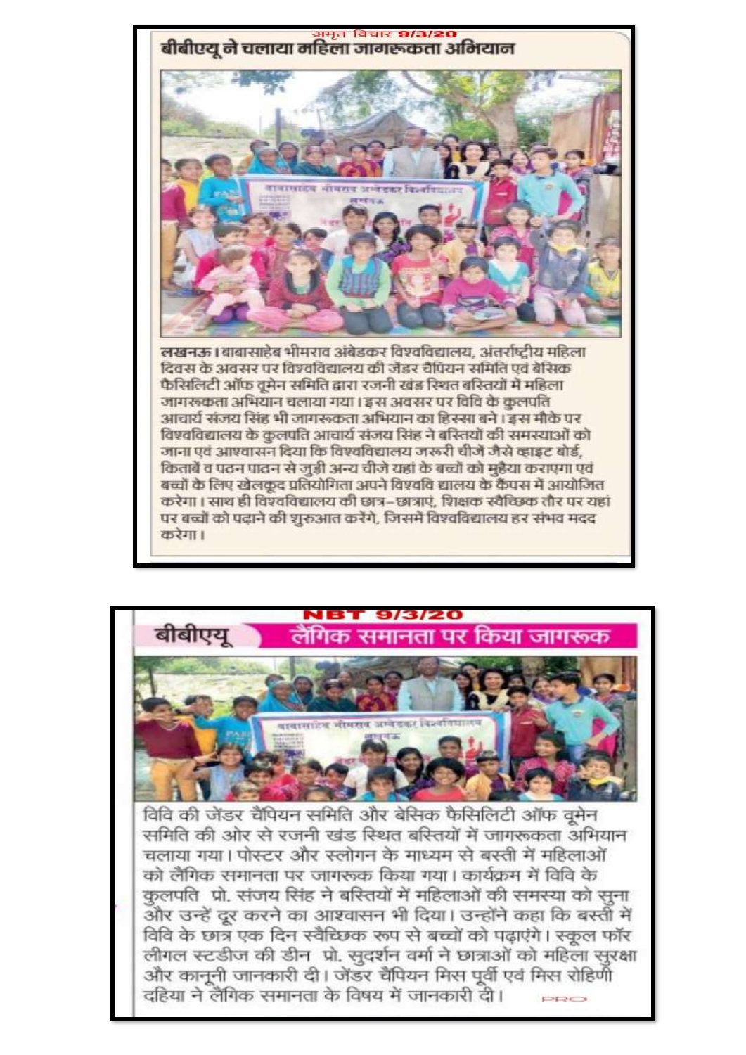अमृत विचार 9/3/20

## बीबीएयू ने चलाया महिला जागरूकता अभियान

**लखनऊ।** बाबासाहेब भीमराव अंबेडकर विश्वविद्यालय, अंतर्राष्ट्रीय महिला दिवस के अवसर पर विश्वविद्यालय की जेंडर चैंपियन समिति एवं बेसिक फैसिलिटी ऑफ वूमेन समिति द्वारा रजनी खंड स्थित बस्तियों में महिला जागरूकता अभियान चलाया गया। इस अवसर पर विवि के कुलपति आचार्य संजय सिंह भी जागरूकता अभियान का हिस्सा बने। इस मौके पर विश्वविद्यालय के कुलपति आचार्य संजय सिंह ने बस्तियों की समस्याओं को जाना एवं आश्वासन दिया कि विश्वविद्यालय जरूरी चीजें जैसे व्हाइट बोर्ड, किताबें व पठन पाठन से जुड़ी अन्य चीजे यहां के बच्चों को मुहैया कराएगा एवं बच्चों के लिए खेलकूद प्रतियोगिता अपने विश्वविद्यालय के कैंपस में आयोजित करेगा। साथ ही विश्वविद्यालय की छात्र-छात्राएं, शिक्षक स्वैच्छिक तौर पर यहां पर बच्चों को पढ़ाने की शुरुआत करेंगे, जिसमें विश्वविद्यालय हर संभव मदद करेगा।

NBT 9/3/20

## बीबीएयू लैंगिक समानता पर किया जागरूक

विवि की जेंडर चैंपियन समिति और बेसिक फैसिलिटी ऑफ वूमेन समिति की ओर से रजनी खंड स्थित बस्तियों में जागरूकता अभियान चलाया गया। पोस्टर और स्लोगन के माध्यम से बस्ती में महिलाओं को लैंगिक समानता पर जागरूक किया गया। कार्यक्रम में विवि के कुलपति प्रो. संजय सिंह ने बस्तियों में महिलाओं की समस्या को सुना और उन्हें दूर करने का आश्वासन भी दिया। उन्होंने कहा कि बस्ती में विवि के छात्र एक दिन स्वैच्छिक रूप से बच्चों को पढ़ाएंगे। स्कूल फॉर लीगल स्टडीज की डीन प्रो. सुदर्शन वर्मा ने छात्राओं को महिला सुरक्षा और कानूनी जानकारी दी। जेंडर चैंपियन मिस पूर्वी एवं मिस रोहिणी दहिया ने लैंगिक समानता के विषय में जानकारी दी। PRO